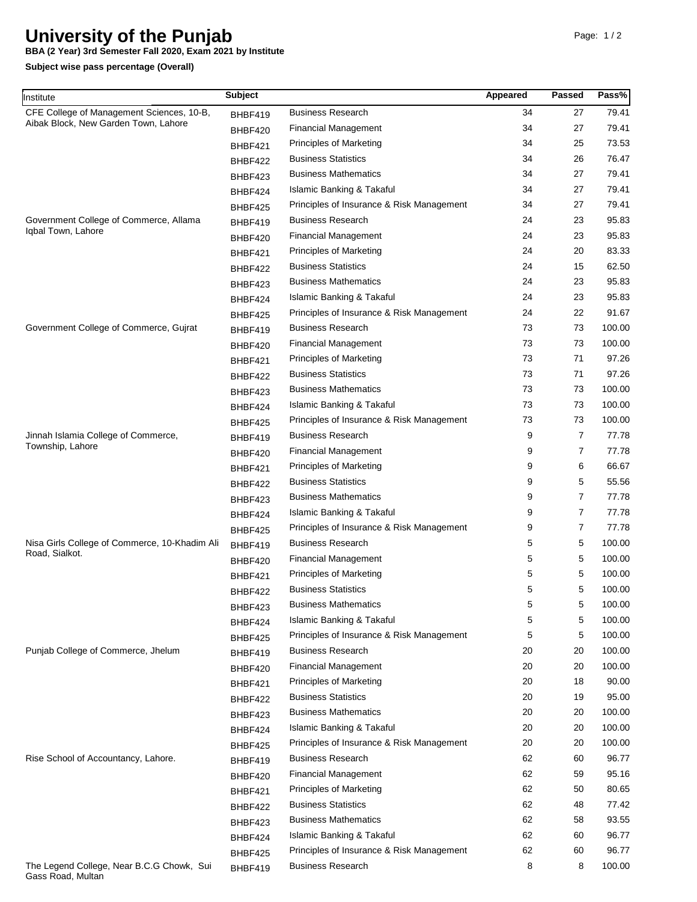# University of the Punjab

**BBA (2 Year) 3rd Semester Fall 2020, Exam 2021 by Institute**

**Subject wise pass percentage (Overall)**

| Institute | Subject | | Appeared | Passed | Pass% |
|---|---|---|---|---|---|
| CFE College of Management Sciences, 10-B, Aibak Block, New Garden Town, Lahore | BHBF419 | Business Research | 34 | 27 | 79.41 |
| | BHBF420 | Financial Management | 34 | 27 | 79.41 |
| | BHBF421 | Principles of Marketing | 34 | 25 | 73.53 |
| | BHBF422 | Business Statistics | 34 | 26 | 76.47 |
| | BHBF423 | Business Mathematics | 34 | 27 | 79.41 |
| | BHBF424 | Islamic Banking & Takaful | 34 | 27 | 79.41 |
| | BHBF425 | Principles of Insurance & Risk Management | 34 | 27 | 79.41 |
| Government College of Commerce, Allama Iqbal Town, Lahore | BHBF419 | Business Research | 24 | 23 | 95.83 |
| | BHBF420 | Financial Management | 24 | 23 | 95.83 |
| | BHBF421 | Principles of Marketing | 24 | 20 | 83.33 |
| | BHBF422 | Business Statistics | 24 | 15 | 62.50 |
| | BHBF423 | Business Mathematics | 24 | 23 | 95.83 |
| | BHBF424 | Islamic Banking & Takaful | 24 | 23 | 95.83 |
| | BHBF425 | Principles of Insurance & Risk Management | 24 | 22 | 91.67 |
| Government College of Commerce, Gujrat | BHBF419 | Business Research | 73 | 73 | 100.00 |
| | BHBF420 | Financial Management | 73 | 73 | 100.00 |
| | BHBF421 | Principles of Marketing | 73 | 71 | 97.26 |
| | BHBF422 | Business Statistics | 73 | 71 | 97.26 |
| | BHBF423 | Business Mathematics | 73 | 73 | 100.00 |
| | BHBF424 | Islamic Banking & Takaful | 73 | 73 | 100.00 |
| | BHBF425 | Principles of Insurance & Risk Management | 73 | 73 | 100.00 |
| Jinnah Islamia College of Commerce, Township, Lahore | BHBF419 | Business Research | 9 | 7 | 77.78 |
| | BHBF420 | Financial Management | 9 | 7 | 77.78 |
| | BHBF421 | Principles of Marketing | 9 | 6 | 66.67 |
| | BHBF422 | Business Statistics | 9 | 5 | 55.56 |
| | BHBF423 | Business Mathematics | 9 | 7 | 77.78 |
| | BHBF424 | Islamic Banking & Takaful | 9 | 7 | 77.78 |
| | BHBF425 | Principles of Insurance & Risk Management | 9 | 7 | 77.78 |
| Nisa Girls College of Commerce, 10-Khadim Ali Road, Sialkot. | BHBF419 | Business Research | 5 | 5 | 100.00 |
| | BHBF420 | Financial Management | 5 | 5 | 100.00 |
| | BHBF421 | Principles of Marketing | 5 | 5 | 100.00 |
| | BHBF422 | Business Statistics | 5 | 5 | 100.00 |
| | BHBF423 | Business Mathematics | 5 | 5 | 100.00 |
| | BHBF424 | Islamic Banking & Takaful | 5 | 5 | 100.00 |
| | BHBF425 | Principles of Insurance & Risk Management | 5 | 5 | 100.00 |
| Punjab College of Commerce, Jhelum | BHBF419 | Business Research | 20 | 20 | 100.00 |
| | BHBF420 | Financial Management | 20 | 20 | 100.00 |
| | BHBF421 | Principles of Marketing | 20 | 18 | 90.00 |
| | BHBF422 | Business Statistics | 20 | 19 | 95.00 |
| | BHBF423 | Business Mathematics | 20 | 20 | 100.00 |
| | BHBF424 | Islamic Banking & Takaful | 20 | 20 | 100.00 |
| | BHBF425 | Principles of Insurance & Risk Management | 20 | 20 | 100.00 |
| Rise School of Accountancy, Lahore. | BHBF419 | Business Research | 62 | 60 | 96.77 |
| | BHBF420 | Financial Management | 62 | 59 | 95.16 |
| | BHBF421 | Principles of Marketing | 62 | 50 | 80.65 |
| | BHBF422 | Business Statistics | 62 | 48 | 77.42 |
| | BHBF423 | Business Mathematics | 62 | 58 | 93.55 |
| | BHBF424 | Islamic Banking & Takaful | 62 | 60 | 96.77 |
| | BHBF425 | Principles of Insurance & Risk Management | 62 | 60 | 96.77 |
| The Legend College, Near B.C.G Chowk, Sui Gass Road, Multan | BHBF419 | Business Research | 8 | 8 | 100.00 |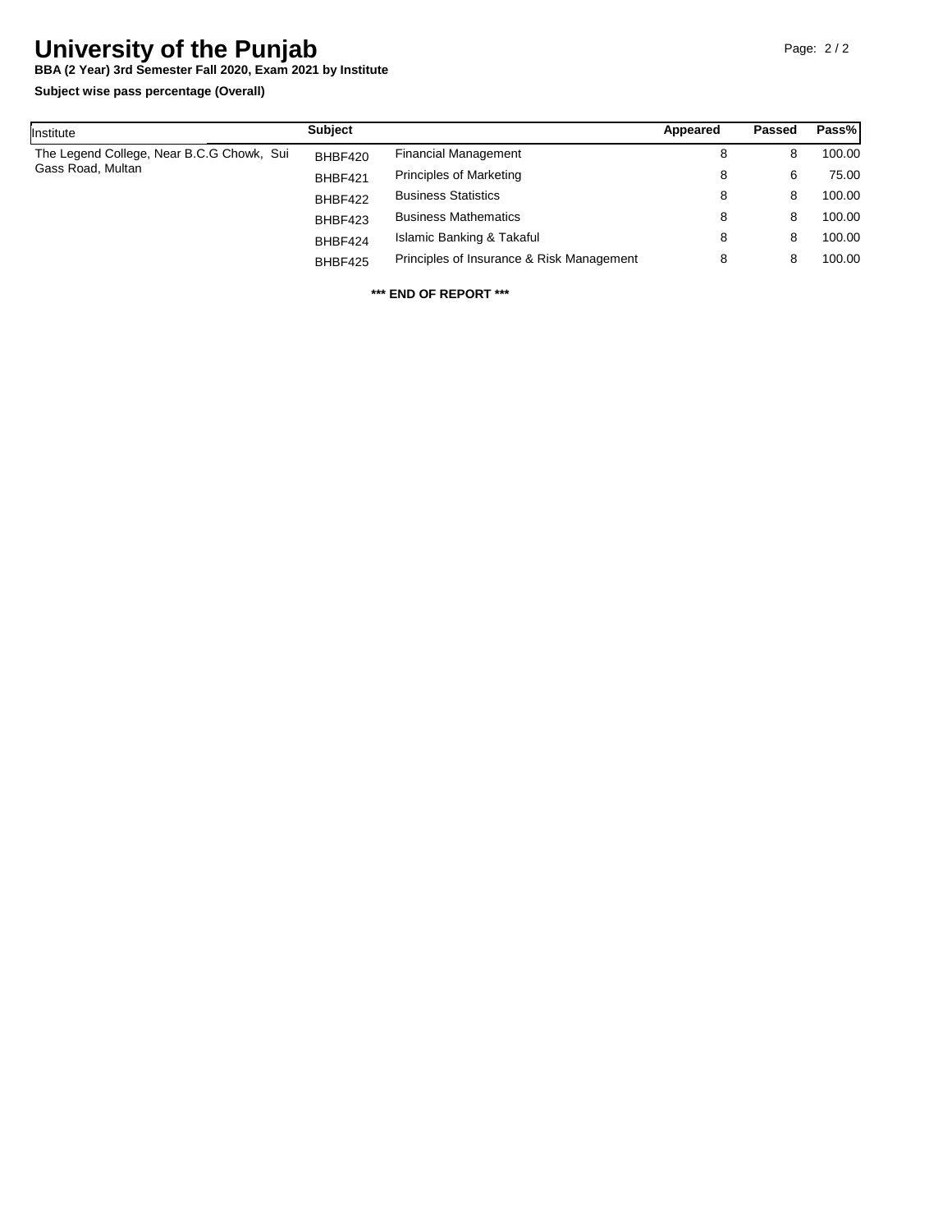# University of the Punjab

**BBA (2 Year) 3rd Semester Fall 2020, Exam 2021 by Institute**

**Subject wise pass percentage (Overall)**

| Institute | Subject | | Appeared | Passed | Pass% |
|---|---|---|---|---|---|
| The Legend College, Near B.C.G Chowk, Sui Gass Road, Multan | BHBF420 | Financial Management | 8 | 8 | 100.00 |
| | BHBF421 | Principles of Marketing | 8 | 6 | 75.00 |
| | BHBF422 | Business Statistics | 8 | 8 | 100.00 |
| | BHBF423 | Business Mathematics | 8 | 8 | 100.00 |
| | BHBF424 | Islamic Banking & Takaful | 8 | 8 | 100.00 |
| | BHBF425 | Principles of Insurance & Risk Management | 8 | 8 | 100.00 |

**\*\*\* END OF REPORT \*\*\***